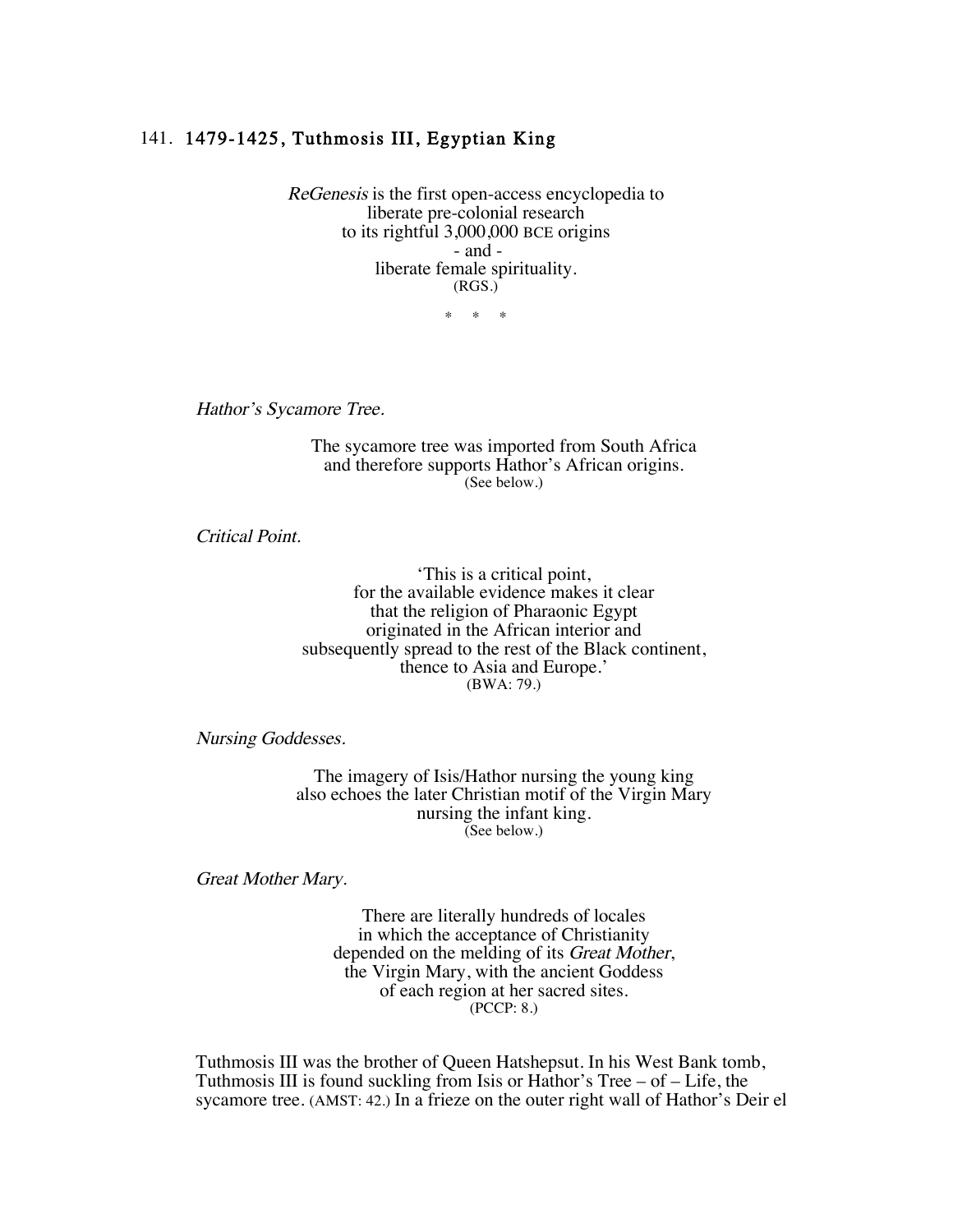# 141. 1479-1425, Tuthmosis III, Egyptian King

*ReGenesis* is the first open-access encyclopedia to
liberate pre-colonial research
to its rightful 3,000,000 BCE origins
\- and -
liberate female spirituality.
(RGS.)

\* \* \*

*Hathor's Sycamore Tree.*

The sycamore tree was imported from South Africa
and therefore supports Hathor's African origins.
(See below.)

*Critical Point.*

'This is a critical point,
for the available evidence makes it clear
that the religion of Pharaonic Egypt
originated in the African interior and
subsequently spread to the rest of the Black continent,
thence to Asia and Europe.'
(BWA: 79.)

*Nursing Goddesses.*

The imagery of Isis/Hathor nursing the young king
also echoes the later Christian motif of the Virgin Mary
nursing the infant king.
(See below.)

*Great Mother Mary.*

There are literally hundreds of locales
in which the acceptance of Christianity
depended on the melding of its *Great Mother*,
the Virgin Mary, with the ancient Goddess
of each region at her sacred sites.
(PCCP: 8.)

Tuthmosis III was the brother of Queen Hatshepsut. In his West Bank tomb, Tuthmosis III is found suckling from Isis or Hathor's Tree – of – Life, the sycamore tree. (AMST: 42.) In a frieze on the outer right wall of Hathor's Deir el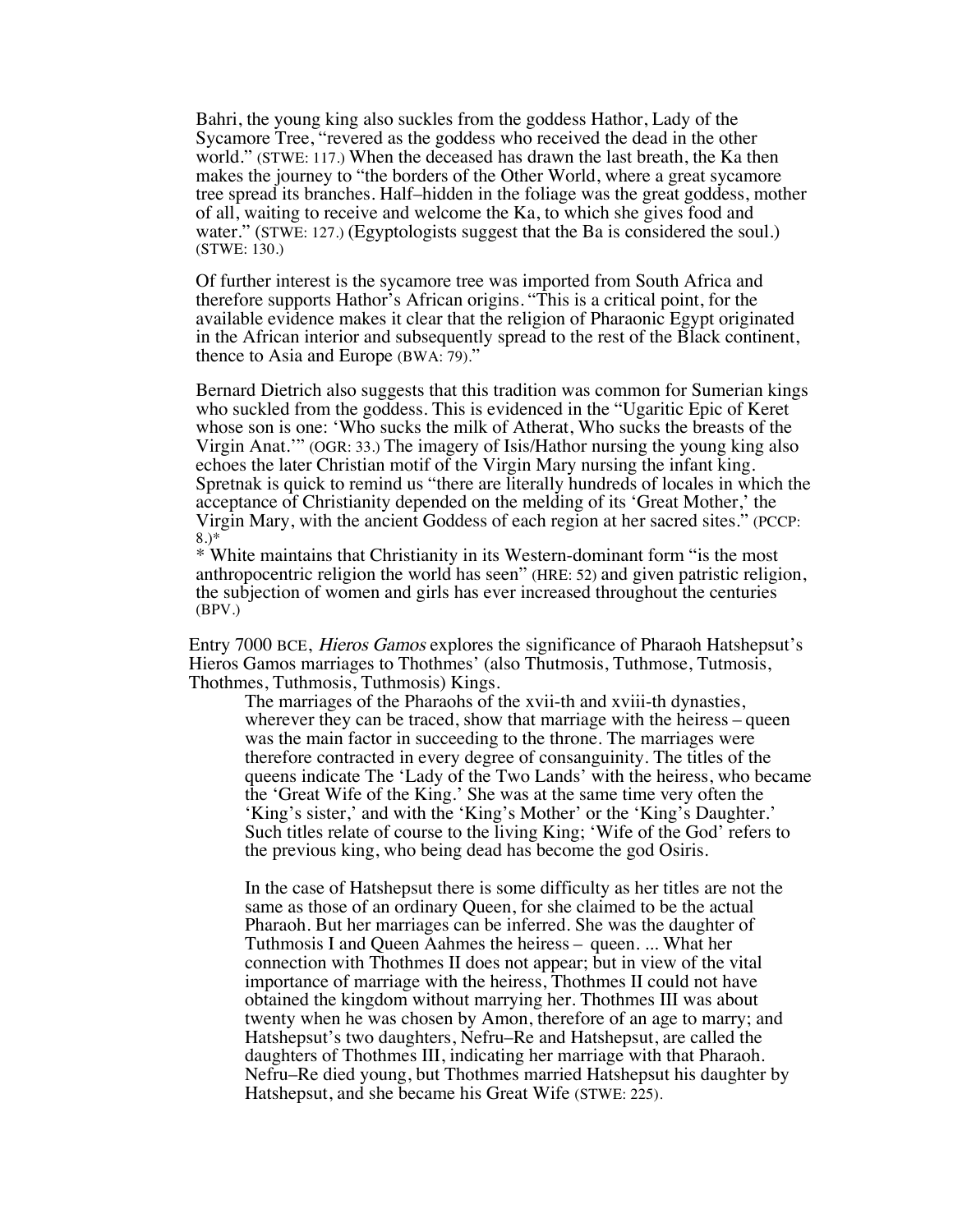Bahri, the young king also suckles from the goddess Hathor, Lady of the Sycamore Tree, "revered as the goddess who received the dead in the other world." (STWE: 117.) When the deceased has drawn the last breath, the Ka then makes the journey to "the borders of the Other World, where a great sycamore tree spread its branches. Half–hidden in the foliage was the great goddess, mother of all, waiting to receive and welcome the Ka, to which she gives food and water." (STWE: 127.) (Egyptologists suggest that the Ba is considered the soul.) (STWE: 130.)

Of further interest is the sycamore tree was imported from South Africa and therefore supports Hathor's African origins. "This is a critical point, for the available evidence makes it clear that the religion of Pharaonic Egypt originated in the African interior and subsequently spread to the rest of the Black continent, thence to Asia and Europe (BWA: 79)."

Bernard Dietrich also suggests that this tradition was common for Sumerian kings who suckled from the goddess. This is evidenced in the "Ugaritic Epic of Keret whose son is one: 'Who sucks the milk of Atherat, Who sucks the breasts of the Virgin Anat.'" (OGR: 33.) The imagery of Isis/Hathor nursing the young king also echoes the later Christian motif of the Virgin Mary nursing the infant king. Spretnak is quick to remind us "there are literally hundreds of locales in which the acceptance of Christianity depended on the melding of its 'Great Mother,' the Virgin Mary, with the ancient Goddess of each region at her sacred sites." (PCCP: 8.)*

* White maintains that Christianity in its Western-dominant form "is the most anthropocentric religion the world has seen" (HRE: 52) and given patristic religion, the subjection of women and girls has ever increased throughout the centuries (BPV.)

Entry 7000 BCE, *Hieros Gamos* explores the significance of Pharaoh Hatshepsut's Hieros Gamos marriages to Thothmes' (also Thutmosis, Tuthmose, Tutmosis, Thothmes, Tuthmosis, Tuthmosis) Kings.

> The marriages of the Pharaohs of the xvii-th and xviii-th dynasties, wherever they can be traced, show that marriage with the heiress – queen was the main factor in succeeding to the throne. The marriages were therefore contracted in every degree of consanguinity. The titles of the queens indicate The 'Lady of the Two Lands' with the heiress, who became the 'Great Wife of the King.' She was at the same time very often the 'King's sister,' and with the 'King's Mother' or the 'King's Daughter.' Such titles relate of course to the living King; 'Wife of the God' refers to the previous king, who being dead has become the god Osiris.
>
> In the case of Hatshepsut there is some difficulty as her titles are not the same as those of an ordinary Queen, for she claimed to be the actual Pharaoh. But her marriages can be inferred. She was the daughter of Tuthmosis I and Queen Aahmes the heiress – queen. ... What her connection with Thothmes II does not appear; but in view of the vital importance of marriage with the heiress, Thothmes II could not have obtained the kingdom without marrying her. Thothmes III was about twenty when he was chosen by Amon, therefore of an age to marry; and Hatshepsut's two daughters, Nefru–Re and Hatshepsut, are called the daughters of Thothmes III, indicating her marriage with that Pharaoh. Nefru–Re died young, but Thothmes married Hatshepsut his daughter by Hatshepsut, and she became his Great Wife (STWE: 225).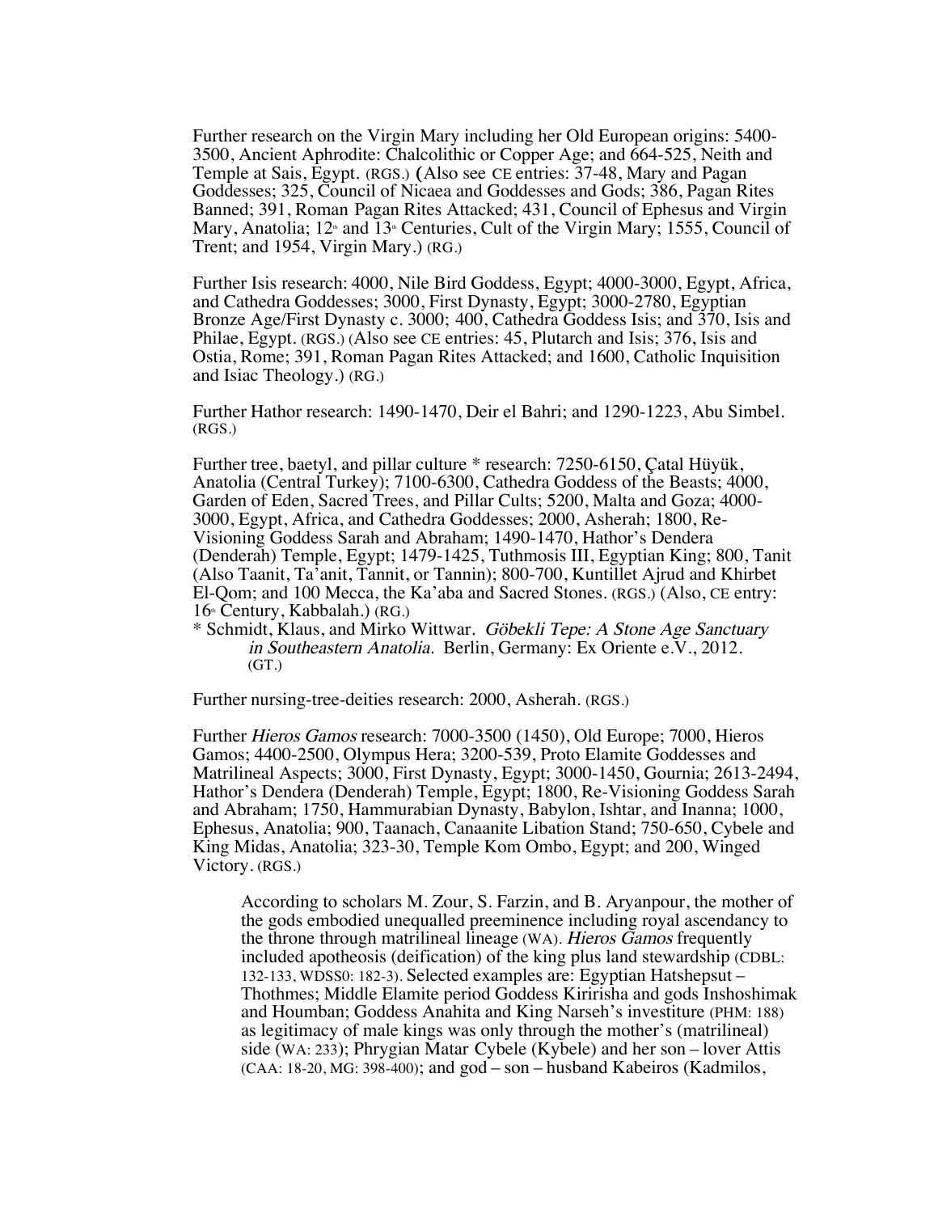Further research on the Virgin Mary including her Old European origins: 5400-3500, Ancient Aphrodite: Chalcolithic or Copper Age; and 664-525, Neith and Temple at Sais, Egypt. (RGS.) (Also see CE entries: 37-48, Mary and Pagan Goddesses; 325, Council of Nicaea and Goddesses and Gods; 386, Pagan Rites Banned; 391, Roman Pagan Rites Attacked; 431, Council of Ephesus and Virgin Mary, Anatolia; 12th and 13th Centuries, Cult of the Virgin Mary; 1555, Council of Trent; and 1954, Virgin Mary.) (RG.)

Further Isis research: 4000, Nile Bird Goddess, Egypt; 4000-3000, Egypt, Africa, and Cathedra Goddesses; 3000, First Dynasty, Egypt; 3000-2780, Egyptian Bronze Age/First Dynasty c. 3000; 400, Cathedra Goddess Isis; and 370, Isis and Philae, Egypt. (RGS.) (Also see CE entries: 45, Plutarch and Isis; 376, Isis and Ostia, Rome; 391, Roman Pagan Rites Attacked; and 1600, Catholic Inquisition and Isiac Theology.) (RG.)

Further Hathor research: 1490-1470, Deir el Bahri; and 1290-1223, Abu Simbel. (RGS.)

Further tree, baetyl, and pillar culture * research: 7250-6150, Çatal Hüyük, Anatolia (Central Turkey); 7100-6300, Cathedra Goddess of the Beasts; 4000, Garden of Eden, Sacred Trees, and Pillar Cults; 5200, Malta and Goza; 4000-3000, Egypt, Africa, and Cathedra Goddesses; 2000, Asherah; 1800, Re-Visioning Goddess Sarah and Abraham; 1490-1470, Hathor's Dendera (Denderah) Temple, Egypt; 1479-1425, Tuthmosis III, Egyptian King; 800, Tanit (Also Taanit, Ta'anit, Tannit, or Tannin); 800-700, Kuntillet Ajrud and Khirbet El-Qom; and 100 Mecca, the Ka'aba and Sacred Stones. (RGS.) (Also, CE entry: 16th Century, Kabbalah.) (RG.)

\* Schmidt, Klaus, and Mirko Wittwar. *Göbekli Tepe: A Stone Age Sanctuary in Southeastern Anatolia.* Berlin, Germany: Ex Oriente e.V., 2012. (GT.)

Further nursing-tree-deities research: 2000, Asherah. (RGS.)

Further *Hieros Gamos* research: 7000-3500 (1450), Old Europe; 7000, Hieros Gamos; 4400-2500, Olympus Hera; 3200-539, Proto Elamite Goddesses and Matrilineal Aspects; 3000, First Dynasty, Egypt; 3000-1450, Gournia; 2613-2494, Hathor's Dendera (Denderah) Temple, Egypt; 1800, Re-Visioning Goddess Sarah and Abraham; 1750, Hammurabian Dynasty, Babylon, Ishtar, and Inanna; 1000, Ephesus, Anatolia; 900, Taanach, Canaanite Libation Stand; 750-650, Cybele and King Midas, Anatolia; 323-30, Temple Kom Ombo, Egypt; and 200, Winged Victory. (RGS.)

> According to scholars M. Zour, S. Farzin, and B. Aryanpour, the mother of the gods embodied unequalled preeminence including royal ascendancy to the throne through matrilineal lineage (WA). *Hieros Gamos* frequently included apotheosis (deification) of the king plus land stewardship (CDBL: 132-133, WDSS0: 182-3). Selected examples are: Egyptian Hatshepsut – Thothmes; Middle Elamite period Goddess Kiririsha and gods Inshoshimak and Houmban; Goddess Anahita and King Narseh's investiture (PHM: 188) as legitimacy of male kings was only through the mother's (matrilineal) side (WA: 233); Phrygian Matar Cybele (Kybele) and her son – lover Attis (CAA: 18-20, MG: 398-400); and god – son – husband Kabeiros (Kadmilos,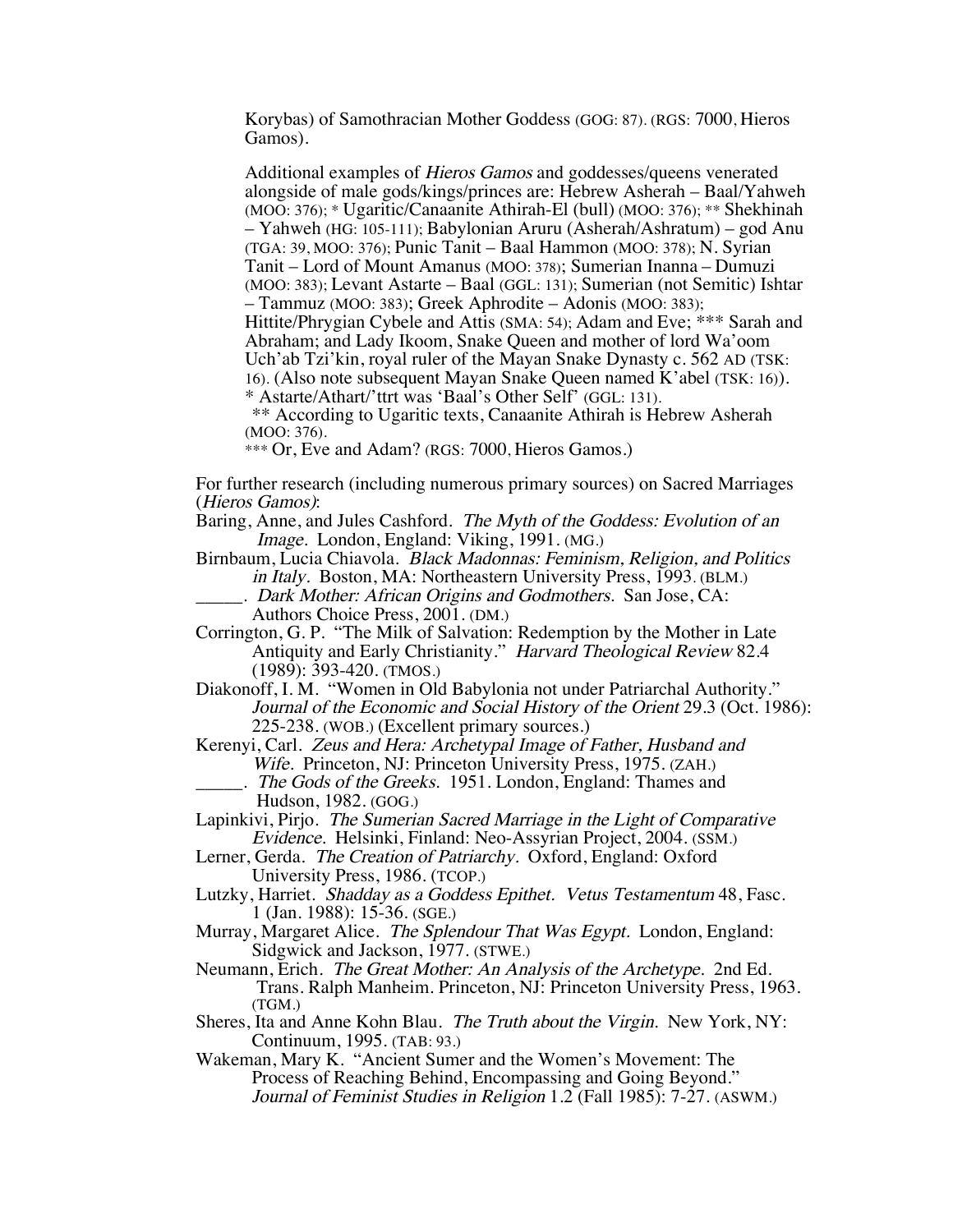Korybas) of Samothracian Mother Goddess (GOG: 87). (RGS: 7000, Hieros Gamos).

Additional examples of *Hieros Gamos* and goddesses/queens venerated alongside of male gods/kings/princes are: Hebrew Asherah – Baal/Yahweh (MOO: 376); * Ugaritic/Canaanite Athirah-El (bull) (MOO: 376); ** Shekhinah – Yahweh (HG: 105-111); Babylonian Aruru (Asherah/Ashratum) – god Anu (TGA: 39, MOO: 376); Punic Tanit – Baal Hammon (MOO: 378); N. Syrian Tanit – Lord of Mount Amanus (MOO: 378); Sumerian Inanna – Dumuzi (MOO: 383); Levant Astarte – Baal (GGL: 131); Sumerian (not Semitic) Ishtar – Tammuz (MOO: 383); Greek Aphrodite – Adonis (MOO: 383); Hittite/Phrygian Cybele and Attis (SMA: 54); Adam and Eve; *** Sarah and Abraham; and Lady Ikoom, Snake Queen and mother of lord Wa'oom Uch'ab Tzi'kin, royal ruler of the Mayan Snake Dynasty c. 562 AD (TSK: 16). (Also note subsequent Mayan Snake Queen named K'abel (TSK: 16)).
\* Astarte/Athart/'ttrt was 'Baal's Other Self' (GGL: 131).
\** According to Ugaritic texts, Canaanite Athirah is Hebrew Asherah (MOO: 376).
\*** Or, Eve and Adam? (RGS: 7000, Hieros Gamos.)

For further research (including numerous primary sources) on Sacred Marriages (*Hieros Gamos*):

Baring, Anne, and Jules Cashford. *The Myth of the Goddess: Evolution of an Image*. London, England: Viking, 1991. (MG.)

Birnbaum, Lucia Chiavola. *Black Madonnas: Feminism, Religion, and Politics in Italy*. Boston, MA: Northeastern University Press, 1993. (BLM.)

_____. *Dark Mother: African Origins and Godmothers*. San Jose, CA: Authors Choice Press, 2001. (DM.)

Corrington, G. P. "The Milk of Salvation: Redemption by the Mother in Late Antiquity and Early Christianity." *Harvard Theological Review* 82.4 (1989): 393-420. (TMOS.)

Diakonoff, I. M. "Women in Old Babylonia not under Patriarchal Authority." *Journal of the Economic and Social History of the Orient* 29.3 (Oct. 1986): 225-238. (WOB.) (Excellent primary sources.)

Kerenyi, Carl. *Zeus and Hera: Archetypal Image of Father, Husband and Wife*. Princeton, NJ: Princeton University Press, 1975. (ZAH.)

_____. *The Gods of the Greeks*. 1951. London, England: Thames and Hudson, 1982. (GOG.)

Lapinkivi, Pirjo. *The Sumerian Sacred Marriage in the Light of Comparative Evidence*. Helsinki, Finland: Neo-Assyrian Project, 2004. (SSM.)

Lerner, Gerda. *The Creation of Patriarchy*. Oxford, England: Oxford University Press, 1986. (TCOP.)

Lutzky, Harriet. *Shadday as a Goddess Epithet*. *Vetus Testamentum* 48, Fasc. 1 (Jan. 1988): 15-36. (SGE.)

Murray, Margaret Alice. *The Splendour That Was Egypt*. London, England: Sidgwick and Jackson, 1977. (STWE.)

Neumann, Erich. *The Great Mother: An Analysis of the Archetype*. 2nd Ed. Trans. Ralph Manheim. Princeton, NJ: Princeton University Press, 1963. (TGM.)

Sheres, Ita and Anne Kohn Blau. *The Truth about the Virgin*. New York, NY: Continuum, 1995. (TAB: 93.)

Wakeman, Mary K. "Ancient Sumer and the Women's Movement: The Process of Reaching Behind, Encompassing and Going Beyond." *Journal of Feminist Studies in Religion* 1.2 (Fall 1985): 7-27. (ASWM.)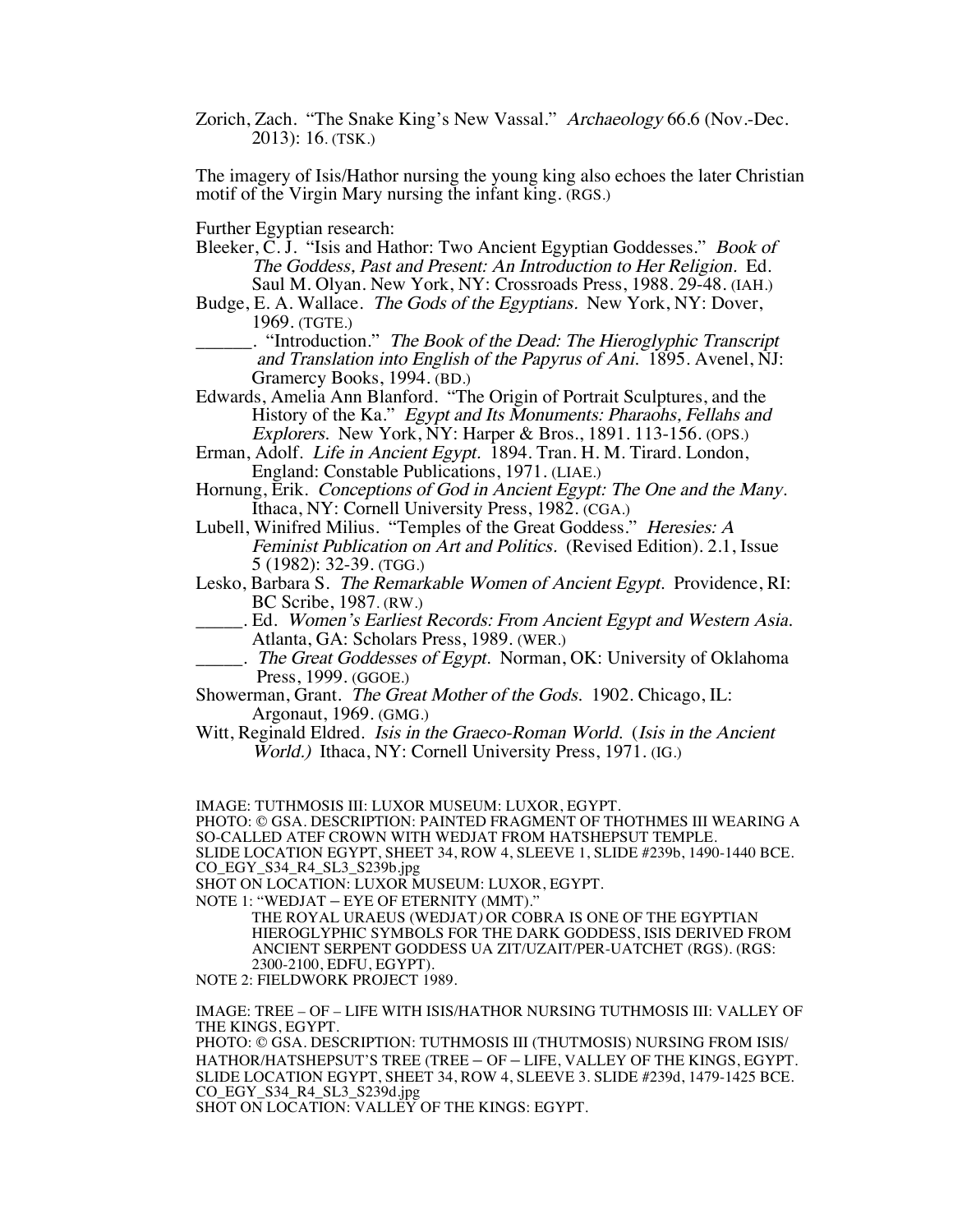Zorich, Zach. "The Snake King's New Vassal." *Archaeology* 66.6 (Nov.-Dec. 2013): 16. (TSK.)

The imagery of Isis/Hathor nursing the young king also echoes the later Christian motif of the Virgin Mary nursing the infant king. (RGS.)

Further Egyptian research:

Bleeker, C. J. "Isis and Hathor: Two Ancient Egyptian Goddesses." *Book of The Goddess, Past and Present: An Introduction to Her Religion.* Ed. Saul M. Olyan. New York, NY: Crossroads Press, 1988. 29-48. (IAH.)

Budge, E. A. Wallace. *The Gods of the Egyptians.* New York, NY: Dover, 1969. (TGTE.)

______. "Introduction." *The Book of the Dead: The Hieroglyphic Transcript and Translation into English of the Papyrus of Ani.* 1895. Avenel, NJ: Gramercy Books, 1994. (BD.)

Edwards, Amelia Ann Blanford. "The Origin of Portrait Sculptures, and the History of the Ka." *Egypt and Its Monuments: Pharaohs, Fellahs and Explorers.* New York, NY: Harper & Bros., 1891. 113-156. (OPS.)

Erman, Adolf. *Life in Ancient Egypt.* 1894. Tran. H. M. Tirard. London, England: Constable Publications, 1971. (LIAE.)

Hornung, Erik. *Conceptions of God in Ancient Egypt: The One and the Many.* Ithaca, NY: Cornell University Press, 1982. (CGA.)

Lubell, Winifred Milius. "Temples of the Great Goddess." *Heresies: A Feminist Publication on Art and Politics.* (Revised Edition). 2.1, Issue 5 (1982): 32-39. (TGG.)

Lesko, Barbara S. *The Remarkable Women of Ancient Egypt.* Providence, RI: BC Scribe, 1987. (RW.)

_____. Ed. *Women's Earliest Records: From Ancient Egypt and Western Asia.* Atlanta, GA: Scholars Press, 1989. (WER.)

_____. *The Great Goddesses of Egypt.* Norman, OK: University of Oklahoma Press, 1999. (GGOE.)

Showerman, Grant. *The Great Mother of the Gods.* 1902. Chicago, IL: Argonaut, 1969. (GMG.)

Witt, Reginald Eldred. *Isis in the Graeco-Roman World.* (*Isis in the Ancient World.)* Ithaca, NY: Cornell University Press, 1971. (IG.)

IMAGE: TUTHMOSIS III: LUXOR MUSEUM: LUXOR, EGYPT.
PHOTO: © GSA. DESCRIPTION: PAINTED FRAGMENT OF THOTHMES III WEARING A SO-CALLED ATEF CROWN WITH WEDJAT FROM HATSHEPSUT TEMPLE.
SLIDE LOCATION EGYPT, SHEET 34, ROW 4, SLEEVE 1, SLIDE #239b, 1490-1440 BCE.
CO_EGY_S34_R4_SL3_S239b.jpg
SHOT ON LOCATION: LUXOR MUSEUM: LUXOR, EGYPT.
NOTE 1: "WEDJAT – EYE OF ETERNITY (MMT)."
THE ROYAL URAEUS (WEDJAT*)* OR COBRA IS ONE OF THE EGYPTIAN HIEROGLYPHIC SYMBOLS FOR THE DARK GODDESS, ISIS DERIVED FROM ANCIENT SERPENT GODDESS UA ZIT/UZAIT/PER-UATCHET (RGS). (RGS: 2300-2100, EDFU, EGYPT).
NOTE 2: FIELDWORK PROJECT 1989.

IMAGE: TREE – OF – LIFE WITH ISIS/HATHOR NURSING TUTHMOSIS III: VALLEY OF THE KINGS, EGYPT.
PHOTO: © GSA. DESCRIPTION: TUTHMOSIS III (THUTMOSIS) NURSING FROM ISIS/ HATHOR/HATSHEPSUT'S TREE (TREE – OF – LIFE, VALLEY OF THE KINGS, EGYPT.
SLIDE LOCATION EGYPT, SHEET 34, ROW 4, SLEEVE 3. SLIDE #239d, 1479-1425 BCE.
CO_EGY_S34_R4_SL3_S239d.jpg
SHOT ON LOCATION: VALLEY OF THE KINGS: EGYPT.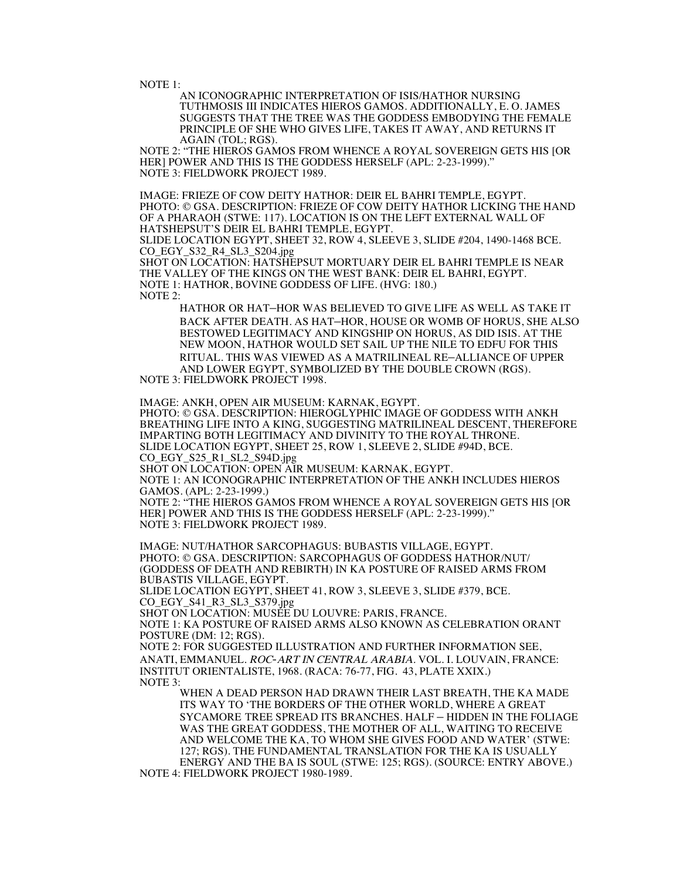NOTE 1:

AN ICONOGRAPHIC INTERPRETATION OF ISIS/HATHOR NURSING TUTHMOSIS III INDICATES HIEROS GAMOS. ADDITIONALLY, E. O. JAMES SUGGESTS THAT THE TREE WAS THE GODDESS EMBODYING THE FEMALE PRINCIPLE OF SHE WHO GIVES LIFE, TAKES IT AWAY, AND RETURNS IT AGAIN (TOL; RGS).

NOTE 2: "THE HIEROS GAMOS FROM WHENCE A ROYAL SOVEREIGN GETS HIS [OR HER] POWER AND THIS IS THE GODDESS HERSELF (APL: 2-23-1999)."
NOTE 3: FIELDWORK PROJECT 1989.

IMAGE: FRIEZE OF COW DEITY HATHOR: DEIR EL BAHRI TEMPLE, EGYPT.
PHOTO: © GSA. DESCRIPTION: FRIEZE OF COW DEITY HATHOR LICKING THE HAND OF A PHARAOH (STWE: 117). LOCATION IS ON THE LEFT EXTERNAL WALL OF HATSHEPSUT'S DEIR EL BAHRI TEMPLE, EGYPT.
SLIDE LOCATION EGYPT, SHEET 32, ROW 4, SLEEVE 3, SLIDE #204, 1490-1468 BCE.
CO_EGY_S32_R4_SL3_S204.jpg
SHOT ON LOCATION: HATSHEPSUT MORTUARY DEIR EL BAHRI TEMPLE IS NEAR THE VALLEY OF THE KINGS ON THE WEST BANK: DEIR EL BAHRI, EGYPT.
NOTE 1: HATHOR, BOVINE GODDESS OF LIFE. (HVG: 180.)
NOTE 2:

HATHOR OR HAT–HOR WAS BELIEVED TO GIVE LIFE AS WELL AS TAKE IT BACK AFTER DEATH. AS HAT–HOR, HOUSE OR WOMB OF HORUS, SHE ALSO BESTOWED LEGITIMACY AND KINGSHIP ON HORUS, AS DID ISIS. AT THE NEW MOON, HATHOR WOULD SET SAIL UP THE NILE TO EDFU FOR THIS RITUAL. THIS WAS VIEWED AS A MATRILINEAL RE–ALLIANCE OF UPPER AND LOWER EGYPT, SYMBOLIZED BY THE DOUBLE CROWN (RGS).

NOTE 3: FIELDWORK PROJECT 1998.

IMAGE: ANKH, OPEN AIR MUSEUM: KARNAK, EGYPT.
PHOTO: © GSA. DESCRIPTION: HIEROGLYPHIC IMAGE OF GODDESS WITH ANKH BREATHING LIFE INTO A KING, SUGGESTING MATRILINEAL DESCENT, THEREFORE IMPARTING BOTH LEGITIMACY AND DIVINITY TO THE ROYAL THRONE.
SLIDE LOCATION EGYPT, SHEET 25, ROW 1, SLEEVE 2, SLIDE #94D, BCE.
CO_EGY_S25_R1_SL2_S94D.jpg
SHOT ON LOCATION: OPEN AIR MUSEUM: KARNAK, EGYPT.
NOTE 1: AN ICONOGRAPHIC INTERPRETATION OF THE ANKH INCLUDES HIEROS GAMOS. (APL: 2-23-1999.)
NOTE 2: "THE HIEROS GAMOS FROM WHENCE A ROYAL SOVEREIGN GETS HIS [OR HER] POWER AND THIS IS THE GODDESS HERSELF (APL: 2-23-1999)."
NOTE 3: FIELDWORK PROJECT 1989.

IMAGE: NUT/HATHOR SARCOPHAGUS: BUBASTIS VILLAGE, EGYPT.
PHOTO: © GSA. DESCRIPTION: SARCOPHAGUS OF GODDESS HATHOR/NUT/ (GODDESS OF DEATH AND REBIRTH) IN KA POSTURE OF RAISED ARMS FROM BUBASTIS VILLAGE, EGYPT.
SLIDE LOCATION EGYPT, SHEET 41, ROW 3, SLEEVE 3, SLIDE #379, BCE.
CO_EGY_S41_R3_SL3_S379.jpg
SHOT ON LOCATION: MUSÉE DU LOUVRE: PARIS, FRANCE.
NOTE 1: KA POSTURE OF RAISED ARMS ALSO KNOWN AS CELEBRATION ORANT POSTURE (DM: 12; RGS).
NOTE 2: FOR SUGGESTED ILLUSTRATION AND FURTHER INFORMATION SEE, ANATI, EMMANUEL. *ROC-ART IN CENTRAL ARABIA*. VOL. I. LOUVAIN, FRANCE: INSTITUT ORIENTALISTE, 1968. (RACA: 76-77, FIG. 43, PLATE XXIX.)
NOTE 3:

WHEN A DEAD PERSON HAD DRAWN THEIR LAST BREATH, THE KA MADE ITS WAY TO 'THE BORDERS OF THE OTHER WORLD, WHERE A GREAT SYCAMORE TREE SPREAD ITS BRANCHES. HALF – HIDDEN IN THE FOLIAGE WAS THE GREAT GODDESS, THE MOTHER OF ALL, WAITING TO RECEIVE AND WELCOME THE KA, TO WHOM SHE GIVES FOOD AND WATER' (STWE: 127; RGS). THE FUNDAMENTAL TRANSLATION FOR THE KA IS USUALLY ENERGY AND THE BA IS SOUL (STWE: 125; RGS). (SOURCE: ENTRY ABOVE.)

NOTE 4: FIELDWORK PROJECT 1980-1989.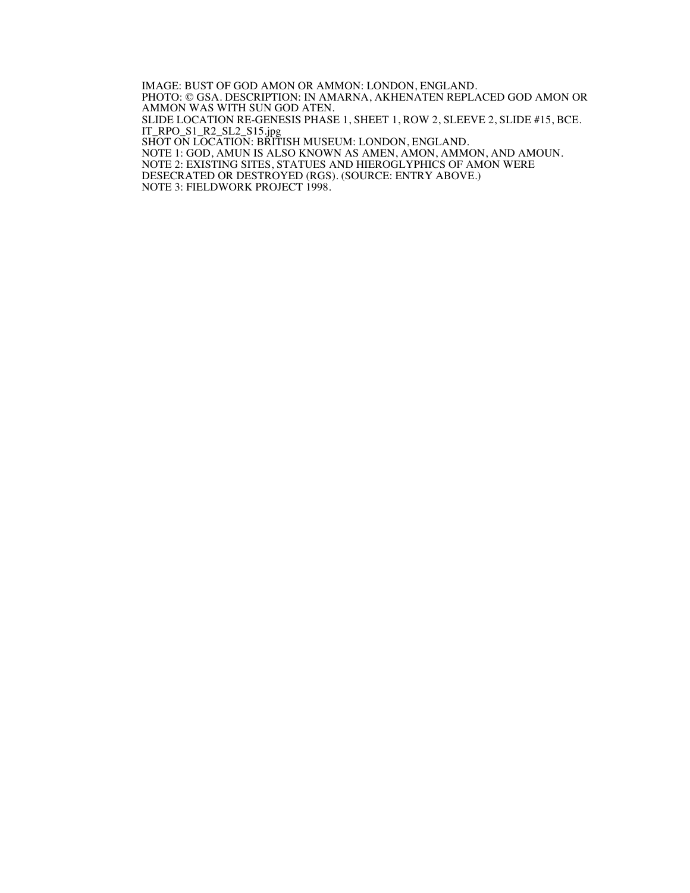IMAGE: BUST OF GOD AMON OR AMMON: LONDON, ENGLAND.
PHOTO: © GSA. DESCRIPTION: IN AMARNA, AKHENATEN REPLACED GOD AMON OR AMMON WAS WITH SUN GOD ATEN.
SLIDE LOCATION RE-GENESIS PHASE 1, SHEET 1, ROW 2, SLEEVE 2, SLIDE #15, BCE.
IT_RPO_S1_R2_SL2_S15.jpg
SHOT ON LOCATION: BRITISH MUSEUM: LONDON, ENGLAND.
NOTE 1: GOD, AMUN IS ALSO KNOWN AS AMEN, AMON, AMMON, AND AMOUN.
NOTE 2: EXISTING SITES, STATUES AND HIEROGLYPHICS OF AMON WERE DESECRATED OR DESTROYED (RGS). (SOURCE: ENTRY ABOVE.)
NOTE 3: FIELDWORK PROJECT 1998.